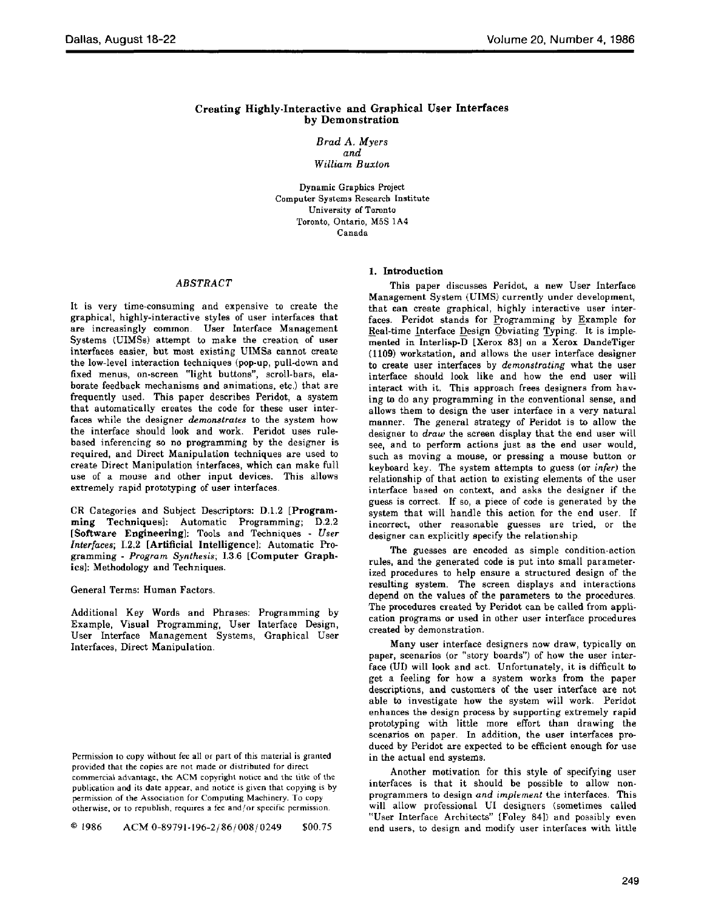# Creating Highly-Interactive and Graphical User Interfaces by Demonstration

*Brad A. Myers*
*and*
*William Buxton*

Dynamic Graphics Project
Computer Systems Research Institute
University of Toronto
Toronto, Ontario, M5S 1A4
Canada

## ABSTRACT

It is very time-consuming and expensive to create the graphical, highly-interactive styles of user interfaces that are increasingly common. User Interface Management Systems (UIMSs) attempt to make the creation of user interfaces easier, but most existing UIMSs cannot create the low-level interaction techniques (pop-up, pull-down and fixed menus, on-screen "light buttons", scroll-bars, elaborate feedback mechanisms and animations, etc.) that are frequently used. This paper describes Peridot, a system that automatically creates the code for these user interfaces while the designer *demonstrates* to the system how the interface should look and work. Peridot uses rule-based inferencing so no programming by the designer is required, and Direct Manipulation techniques are used to create Direct Manipulation interfaces, which can make full use of a mouse and other input devices. This allows extremely rapid prototyping of user interfaces.

CR Categories and Subject Descriptors: D.1.2 [**Programming Techniques**]: Automatic Programming; D.2.2 [**Software Engineering**]: Tools and Techniques - *User Interfaces*; I.2.2 [**Artificial Intelligence**]: Automatic Programming - *Program Synthesis*; I.3.6 [**Computer Graphics**]: Methodology and Techniques.

General Terms: Human Factors.

Additional Key Words and Phrases: Programming by Example, Visual Programming, User Interface Design, User Interface Management Systems, Graphical User Interfaces, Direct Manipulation.

Permission to copy without fee all or part of this material is granted provided that the copies are not made or distributed for direct commercial advantage, the ACM copyright notice and the title of the publication and its date appear, and notice is given that copying is by permission of the Association for Computing Machinery. To copy otherwise, or to republish, requires a fee and/or specific permission.

© 1986 ACM 0-89791-196-2/86/008/0249 $00.75

## 1. Introduction

This paper discusses Peridot, a new User Interface Management System (UIMS) currently under development, that can create graphical, highly interactive user interfaces. Peridot stands for Programming by Example for Real-time Interface Design Obviating Typing. It is implemented in Interlisp-D [Xerox 83] on a Xerox DandeTiger (1109) workstation, and allows the user interface designer to create user interfaces by *demonstrating* what the user interface should look like and how the end user will interact with it. This approach frees designers from having to do any programming in the conventional sense, and allows them to design the user interface in a very natural manner. The general strategy of Peridot is to allow the designer to *draw* the screen display that the end user will see, and to perform actions just as the end user would, such as moving a mouse, or pressing a mouse button or keyboard key. The system attempts to guess (or *infer*) the relationship of that action to existing elements of the user interface based on context, and asks the designer if the guess is correct. If so, a piece of code is generated by the system that will handle this action for the end user. If incorrect, other reasonable guesses are tried, or the designer can explicitly specify the relationship.

The guesses are encoded as simple condition-action rules, and the generated code is put into small parameterized procedures to help ensure a structured design of the resulting system. The screen displays and interactions depend on the values of the parameters to the procedures. The procedures created by Peridot can be called from application programs or used in other user interface procedures created by demonstration.

Many user interface designers now draw, typically on paper, scenarios (or "story boards") of how the user interface (UI) will look and act. Unfortunately, it is difficult to get a feeling for how a system works from the paper descriptions, and customers of the user interface are not able to investigate how the system will work. Peridot enhances the design process by supporting extremely rapid prototyping with little more effort than drawing the scenarios on paper. In addition, the user interfaces produced by Peridot are expected to be efficient enough for use in the actual end systems.

Another motivation for this style of specifying user interfaces is that it should be possible to allow non-programmers to design *and implement* the interfaces. This will allow professional UI designers (sometimes called "User Interface Architects" [Foley 84]) and possibly even end users, to design and modify user interfaces with little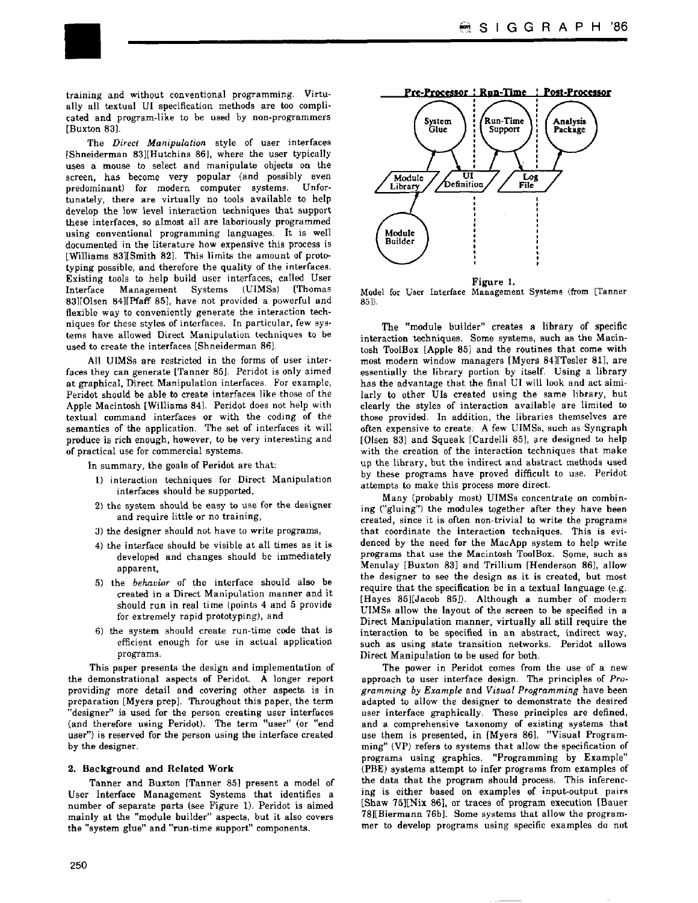training and without conventional programming. Virtually all textual UI specification methods are too complicated and program-like to be used by non-programmers [Buxton 83].

The *Direct Manipulation* style of user interfaces [Shneiderman 83][Hutchins 86], where the user typically uses a mouse to select and manipulate objects on the screen, has become very popular (and possibly even predominant) for modern computer systems. Unfortunately, there are virtually no tools available to help develop the low level interaction techniques that support these interfaces, so almost all are laboriously programmed using conventional programming languages. It is well documented in the literature how expensive this process is [Williams 83][Smith 82]. This limits the amount of prototyping possible, and therefore the quality of the interfaces. Existing tools to help build user interfaces, called User Interface Management Systems (UIMSs) [Thomas 83][Olsen 84][Pfaff 85], have not provided a powerful and flexible way to conveniently generate the interaction techniques for these styles of interfaces. In particular, few systems have allowed Direct Manipulation techniques to be used to create the interfaces [Shneiderman 86].

All UIMSs are restricted in the forms of user interfaces they can generate [Tanner 85]. Peridot is only aimed at graphical, Direct Manipulation interfaces. For example, Peridot should be able to create interfaces like those of the Apple Macintosh [Williams 84]. Peridot does not help with textual command interfaces or with the coding of the semantics of the application. The set of interfaces it will produce is rich enough, however, to be very interesting and of practical use for commercial systems.

In summary, the goals of Peridot are that:

1) interaction techniques for Direct Manipulation interfaces should be supported,
2) the system should be easy to use for the designer and require little or no training,
3) the designer should not have to write programs,
4) the interface should be visible at all times as it is developed and changes should be immediately apparent,
5) the *behavior* of the interface should also be created in a Direct Manipulation manner and it should run in real time (points 4 and 5 provide for extremely rapid prototyping), and
6) the system should create run-time code that is efficient enough for use in actual application programs.

This paper presents the design and implementation of the demonstrational aspects of Peridot. A longer report providing more detail and covering other aspects is in preparation [Myers prep]. Throughout this paper, the term "designer" is used for the person creating user interfaces (and therefore using Peridot). The term "user" (or "end user") is reserved for the person using the interface created by the designer.

## 2. Background and Related Work

Tanner and Buxton [Tanner 85] present a model of User Interface Management Systems that identifies a number of separate parts (see Figure 1). Peridot is aimed mainly at the "module builder" aspects, but it also covers the "system glue" and "run-time support" components.

Pre-Processor | Run-Time | Post-Processor

System Glue

Run-Time Support

Analysis Package

Module Library

UI Definition

Log File

Module Builder

**Figure 1.**
Model for User Interface Management Systems (from [Tanner 85]).

The "module builder" creates a library of specific interaction techniques. Some systems, such as the Macintosh ToolBox [Apple 85] and the routines that come with most modern window managers [Myers 84][Tesler 81], are essentially the library portion by itself. Using a library has the advantage that the final UI will look and act similarly to other UIs created using the same library, but clearly the styles of interaction available are limited to those provided. In addition, the libraries themselves are often expensive to create. A few UIMSs, such as Syngraph [Olsen 83] and Squeak [Cardelli 85], are designed to help with the creation of the interaction techniques that make up the library, but the indirect and abstract methods used by these programs have proved difficult to use. Peridot attempts to make this process more direct.

Many (probably most) UIMSs concentrate on combining ("gluing") the modules together after they have been created, since it is often non-trivial to write the programs that coordinate the interaction techniques. This is evidenced by the need for the MacApp system to help write programs that use the Macintosh ToolBox. Some, such as Menulay [Buxton 83] and Trillium [Henderson 86], allow the designer to see the design as it is created, but most require that the specification be in a textual language (e.g. [Hayes 85][Jacob 85]). Although a number of modern UIMSs allow the layout of the screen to be specified in a Direct Manipulation manner, virtually all still require the interaction to be specified in an abstract, indirect way, such as using state transition networks. Peridot allows Direct Manipulation to be used for both.

The power in Peridot comes from the use of a new approach to user interface design. The principles of *Programming by Example* and *Visual Programming* have been adapted to allow the designer to demonstrate the desired user interface graphically. These principles are defined, and a comprehensive taxonomy of existing systems that use them is presented, in [Myers 86]. "Visual Programming" (VP) refers to systems that allow the specification of programs using graphics. "Programming by Example" (PBE) systems attempt to infer programs from examples of the data that the program should process. This inferencing is either based on examples of input-output pairs [Shaw 75][Nix 86], or traces of program execution [Bauer 78][Biermann 76b]. Some systems that allow the programmer to develop programs using specific examples do not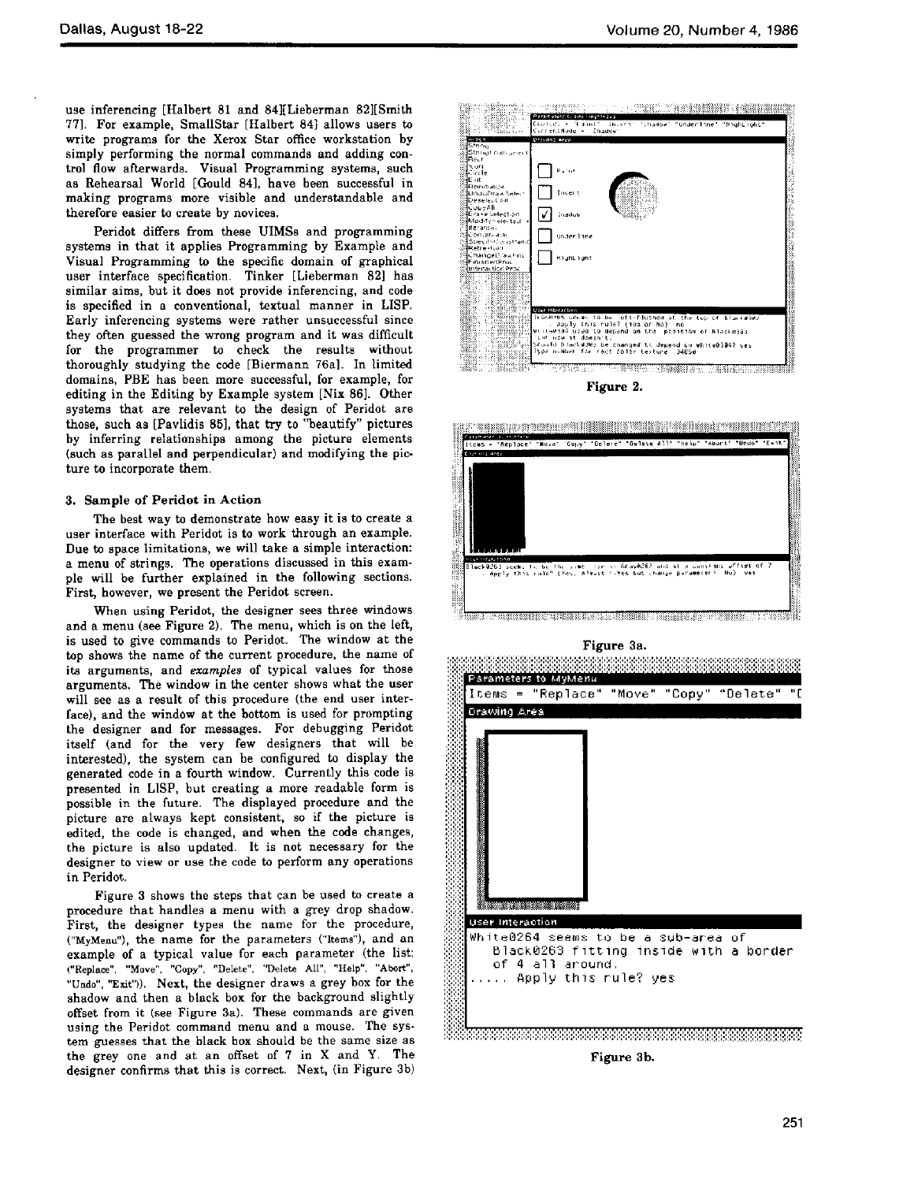use inferencing [Halbert 81 and 84][Lieberman 82][Smith 77]. For example, SmallStar [Halbert 84] allows users to write programs for the Xerox Star office workstation by simply performing the normal commands and adding control flow afterwards. Visual Programming systems, such as Rehearsal World [Gould 84], have been successful in making programs more visible and understandable and therefore easier to create by novices.

Peridot differs from these UIMSs and programming systems in that it applies Programming by Example and Visual Programming to the specific domain of graphical user interface specification. Tinker [Lieberman 82] has similar aims, but it does not provide inferencing, and code is specified in a conventional, textual manner in LISP. Early inferencing systems were rather unsuccessful since they often guessed the wrong program and it was difficult for the programmer to check the results without thoroughly studying the code [Biermann 76a]. In limited domains, PBE has been more successful, for example, for editing in the Editing by Example system [Nix 86]. Other systems that are relevant to the design of Peridot are those, such as [Pavlidis 85], that try to "beautify" pictures by inferring relationships among the picture elements (such as parallel and perpendicular) and modifying the picture to incorporate them.

### 3. Sample of Peridot in Action

The best way to demonstrate how easy it is to create a user interface with Peridot is to work through an example. Due to space limitations, we will take a simple interaction: a menu of strings. The operations discussed in this example will be further explained in the following sections. First, however, we present the Peridot screen.

When using Peridot, the designer sees three windows and a menu (see Figure 2). The menu, which is on the left, is used to give commands to Peridot. The window at the top shows the name of the current procedure, the name of its arguments, and *examples* of typical values for those arguments. The window in the center shows what the user will see as a result of this procedure (the end user interface), and the window at the bottom is used for prompting the designer and for messages. For debugging Peridot itself (and for the very few designers that will be interested), the system can be configured to display the generated code in a fourth window. Currently this code is presented in LISP, but creating a more readable form is possible in the future. The displayed procedure and the picture are always kept consistent, so if the picture is edited, the code is changed, and when the code changes, the picture is also updated. It is not necessary for the designer to view or use the code to perform any operations in Peridot.

Figure 3 shows the steps that can be used to create a procedure that handles a menu with a grey drop shadow. First, the designer types the name for the procedure, ("MyMenu"), the name for the parameters ("Items"), and an example of a typical value for each parameter (the list: ("Replace", "Move", "Copy", "Delete", "Delete All", "Help", "Abort", "Undo", "Exit")). Next, the designer draws a grey box for the shadow and then a black box for the background slightly offset from it (see Figure 3a). These commands are given using the Peridot command menu and a mouse. The system guesses that the black box should be the same size as the grey one and at an offset of 7 in X and Y. The designer confirms that this is correct. Next, (in Figure 3b)

Figure 2.

Figure 3a.

Parameters to MyMenu
Items = "Replace" "Move" "Copy" "Delete" "[
Drawing Area
User Interaction
White0264 seems to be a sub-area of Black0263 fitting inside with a border of 4 all around.
..... Apply this rule? yes

Figure 3b.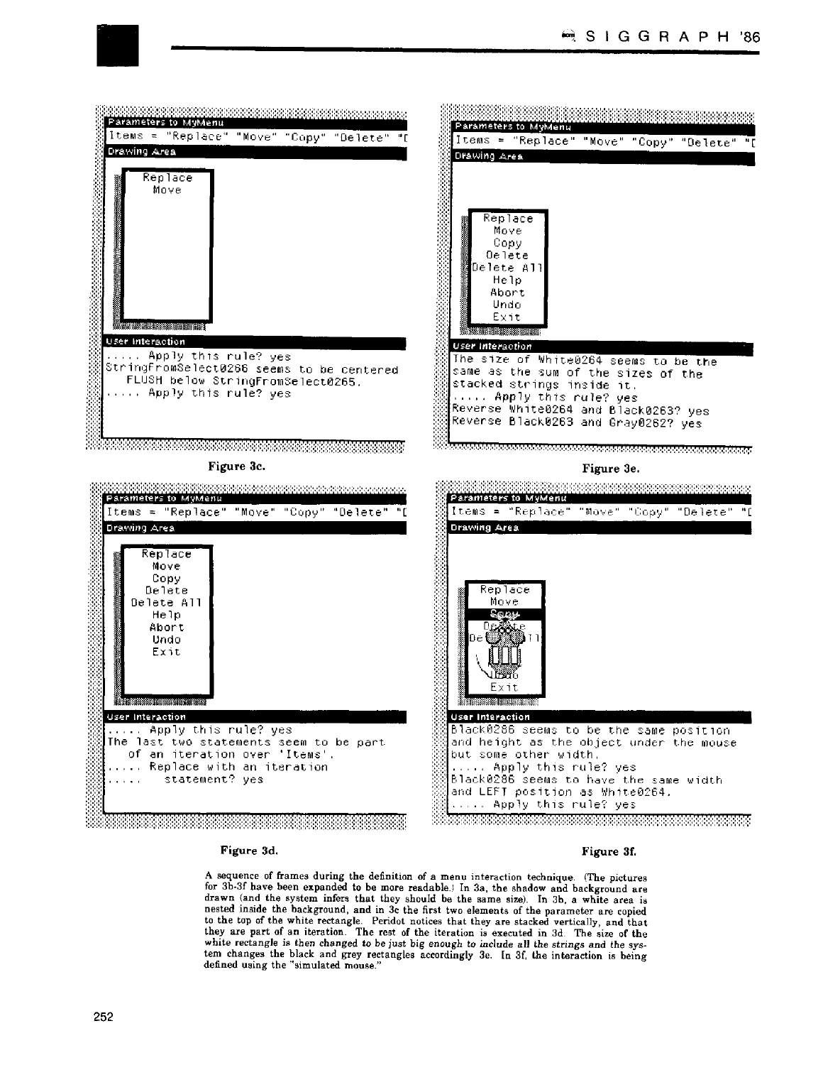Figure 3c.

Figure 3e.

Figure 3d.

Figure 3f.

A sequence of frames during the definition of a menu interaction technique. (The pictures for 3b-3f have been expanded to be more readable.) In 3a, the shadow and background are drawn (and the system infers that they should be the same size). In 3b, a white area is nested inside the background, and in 3c the first two elements of the parameter are copied to the top of the white rectangle. Peridot notices that they are stacked vertically, and that they are part of an iteration. The rest of the iteration is executed in 3d. The size of the white rectangle is then changed to be just big enough to include all the strings and the system changes the black and grey rectangles accordingly 3e. In 3f, the interaction is being defined using the "simulated mouse."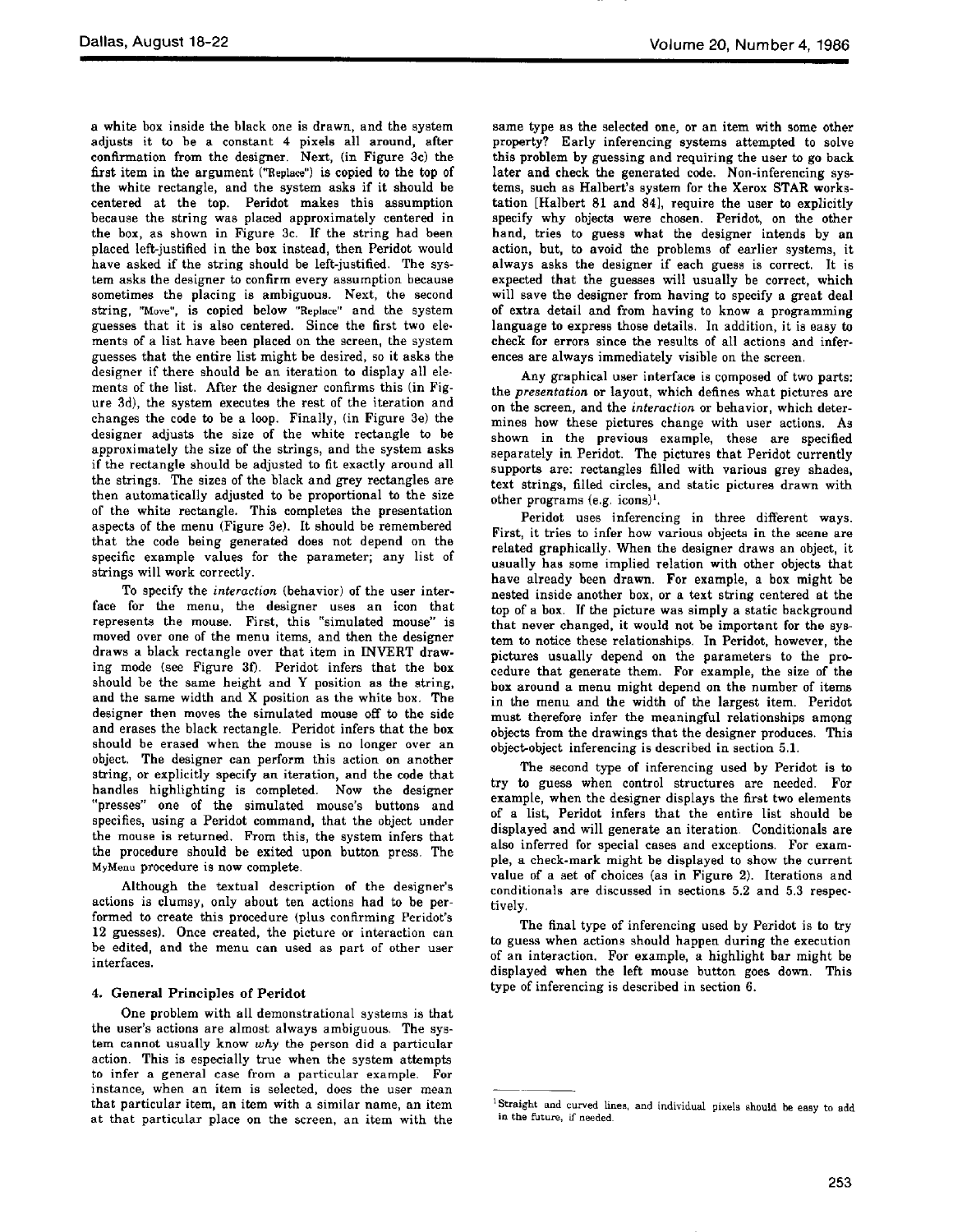a white box inside the black one is drawn, and the system adjusts it to be a constant 4 pixels all around, after confirmation from the designer. Next, (in Figure 3c) the first item in the argument ("Replace") is copied to the top of the white rectangle, and the system asks if it should be centered at the top. Peridot makes this assumption because the string was placed approximately centered in the box, as shown in Figure 3c. If the string had been placed left-justified in the box instead, then Peridot would have asked if the string should be left-justified. The system asks the designer to confirm every assumption because sometimes the placing is ambiguous. Next, the second string, "Move", is copied below "Replace" and the system guesses that it is also centered. Since the first two elements of a list have been placed on the screen, the system guesses that the entire list might be desired, so it asks the designer if there should be an iteration to display all elements of the list. After the designer confirms this (in Figure 3d), the system executes the rest of the iteration and changes the code to be a loop. Finally, (in Figure 3e) the designer adjusts the size of the white rectangle to be approximately the size of the strings, and the system asks if the rectangle should be adjusted to fit exactly around all the strings. The sizes of the black and grey rectangles are then automatically adjusted to be proportional to the size of the white rectangle. This completes the presentation aspects of the menu (Figure 3e). It should be remembered that the code being generated does not depend on the specific example values for the parameter; any list of strings will work correctly.

To specify the *interaction* (behavior) of the user interface for the menu, the designer uses an icon that represents the mouse. First, this "simulated mouse" is moved over one of the menu items, and then the designer draws a black rectangle over that item in INVERT drawing mode (see Figure 3f). Peridot infers that the box should be the same height and Y position as the string, and the same width and X position as the white box. The designer then moves the simulated mouse off to the side and erases the black rectangle. Peridot infers that the box should be erased when the mouse is no longer over an object. The designer can perform this action on another string, or explicitly specify an iteration, and the code that handles highlighting is completed. Now the designer "presses" one of the simulated mouse's buttons and specifies, using a Peridot command, that the object under the mouse is returned. From this, the system infers that the procedure should be exited upon button press. The MyMenu procedure is now complete.

Although the textual description of the designer's actions is clumsy, only about ten actions had to be performed to create this procedure (plus confirming Peridot's 12 guesses). Once created, the picture or interaction can be edited, and the menu can used as part of other user interfaces.

## 4. General Principles of Peridot

One problem with all demonstrational systems is that the user's actions are almost always ambiguous. The system cannot usually know *why* the person did a particular action. This is especially true when the system attempts to infer a general case from a particular example. For instance, when an item is selected, does the user mean that particular item, an item with a similar name, an item at that particular place on the screen, an item with the same type as the selected one, or an item with some other property? Early inferencing systems attempted to solve this problem by guessing and requiring the user to go back later and check the generated code. Non-inferencing systems, such as Halbert's system for the Xerox STAR workstation [Halbert 81 and 84], require the user to explicitly specify why objects were chosen. Peridot, on the other hand, tries to guess what the designer intends by an action, but, to avoid the problems of earlier systems, it always asks the designer if each guess is correct. It is expected that the guesses will usually be correct, which will save the designer from having to specify a great deal of extra detail and from having to know a programming language to express those details. In addition, it is easy to check for errors since the results of all actions and inferences are always immediately visible on the screen.

Any graphical user interface is composed of two parts: the *presentation* or layout, which defines what pictures are on the screen, and the *interaction* or behavior, which determines how these pictures change with user actions. As shown in the previous example, these are specified separately in Peridot. The pictures that Peridot currently supports are: rectangles filled with various grey shades, text strings, filled circles, and static pictures drawn with other programs (e.g. icons)[1].

Peridot uses inferencing in three different ways. First, it tries to infer how various objects in the scene are related graphically. When the designer draws an object, it usually has some implied relation with other objects that have already been drawn. For example, a box might be nested inside another box, or a text string centered at the top of a box. If the picture was simply a static background that never changed, it would not be important for the system to notice these relationships. In Peridot, however, the pictures usually depend on the parameters to the procedure that generate them. For example, the size of the box around a menu might depend on the number of items in the menu and the width of the largest item. Peridot must therefore infer the meaningful relationships among objects from the drawings that the designer produces. This object-object inferencing is described in section 5.1.

The second type of inferencing used by Peridot is to try to guess when control structures are needed. For example, when the designer displays the first two elements of a list, Peridot infers that the entire list should be displayed and will generate an iteration. Conditionals are also inferred for special cases and exceptions. For example, a check-mark might be displayed to show the current value of a set of choices (as in Figure 2). Iterations and conditionals are discussed in sections 5.2 and 5.3 respectively.

The final type of inferencing used by Peridot is to try to guess when actions should happen during the execution of an interaction. For example, a highlight bar might be displayed when the left mouse button goes down. This type of inferencing is described in section 6.

[1] Straight and curved lines, and individual pixels should be easy to add in the future, if needed.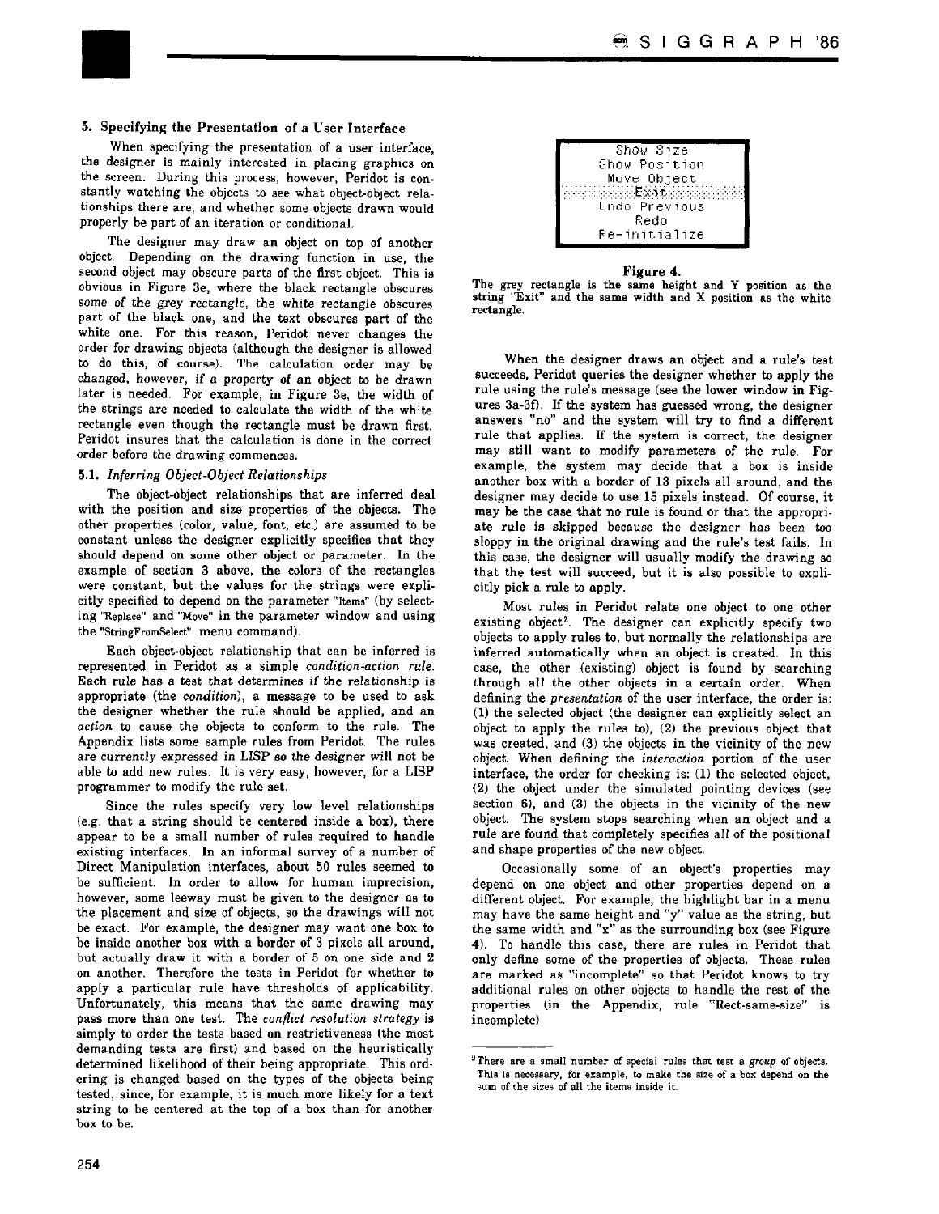## 5. Specifying the Presentation of a User Interface

When specifying the presentation of a user interface, the designer is mainly interested in placing graphics on the screen. During this process, however, Peridot is constantly watching the objects to see what object-object relationships there are, and whether some objects drawn would properly be part of an iteration or conditional.

The designer may draw an object on top of another object. Depending on the drawing function in use, the second object may obscure parts of the first object. This is obvious in Figure 3e, where the black rectangle obscures some of the grey rectangle, the white rectangle obscures part of the black one, and the text obscures part of the white one. For this reason, Peridot never changes the order for drawing objects (although the designer is allowed to do this, of course). The calculation order may be changed, however, if a property of an object to be drawn later is needed. For example, in Figure 3e, the width of the strings are needed to calculate the width of the white rectangle even though the rectangle must be drawn first. Peridot insures that the calculation is done in the correct order before the drawing commences.

### 5.1. *Inferring Object-Object Relationships*

The object-object relationships that are inferred deal with the position and size properties of the objects. The other properties (color, value, font, etc.) are assumed to be constant unless the designer explicitly specifies that they should depend on some other object or parameter. In the example of section 3 above, the colors of the rectangles were constant, but the values for the strings were explicitly specified to depend on the parameter "Items" (by selecting "Replace" and "Move" in the parameter window and using the "StringFromSelect" menu command).

Each object-object relationship that can be inferred is represented in Peridot as a simple *condition-action rule*. Each rule has a test that determines if the relationship is appropriate (the *condition*), a message to be used to ask the designer whether the rule should be applied, and an *action* to cause the objects to conform to the rule. The Appendix lists some sample rules from Peridot. The rules are currently expressed in LISP so the designer will not be able to add new rules. It is very easy, however, for a LISP programmer to modify the rule set.

Since the rules specify very low level relationships (e.g. that a string should be centered inside a box), there appear to be a small number of rules required to handle existing interfaces. In an informal survey of a number of Direct Manipulation interfaces, about 50 rules seemed to be sufficient. In order to allow for human imprecision, however, some leeway must be given to the designer as to the placement and size of objects, so the drawings will not be exact. For example, the designer may want one box to be inside another box with a border of 3 pixels all around, but actually draw it with a border of 5 on one side and 2 on another. Therefore the tests in Peridot for whether to apply a particular rule have thresholds of applicability. Unfortunately, this means that the same drawing may pass more than one test. The *conflict resolution strategy* is simply to order the tests based on restrictiveness (the most demanding tests are first) and based on the heuristically determined likelihood of their being appropriate. This ordering is changed based on the types of the objects being tested, since, for example, it is much more likely for a text string to be centered at the top of a box than for another box to be.

Show Size
Show Position
Move Object
Exit
Undo Previous
Redo
Re-initialize

**Figure 4.**
The grey rectangle is the same height and Y position as the string "Exit" and the same width and X position as the white rectangle.

When the designer draws an object and a rule's test succeeds, Peridot queries the designer whether to apply the rule using the rule's message (see the lower window in Figures 3a-3f). If the system has guessed wrong, the designer answers "no" and the system will try to find a different rule that applies. If the system is correct, the designer may still want to modify parameters of the rule. For example, the system may decide that a box is inside another box with a border of 13 pixels all around, and the designer may decide to use 15 pixels instead. Of course, it may be the case that no rule is found or that the appropriate rule is skipped because the designer has been too sloppy in the original drawing and the rule's test fails. In this case, the designer will usually modify the drawing so that the test will succeed, but it is also possible to explicitly pick a rule to apply.

Most rules in Peridot relate one object to one other existing object[2]. The designer can explicitly specify two objects to apply rules to, but normally the relationships are inferred automatically when an object is created. In this case, the other (existing) object is found by searching through *all* the other objects in a certain order. When defining the *presentation* of the user interface, the order is: (1) the selected object (the designer can explicitly select an object to apply the rules to), (2) the previous object that was created, and (3) the objects in the vicinity of the new object. When defining the *interaction* portion of the user interface, the order for checking is: (1) the selected object, (2) the object under the simulated pointing devices (see section 6), and (3) the objects in the vicinity of the new object. The system stops searching when an object and a rule are found that completely specifies all of the positional and shape properties of the new object.

Occasionally some of an object's properties may depend on one object and other properties depend on a different object. For example, the highlight bar in a menu may have the same height and "y" value as the string, but the same width and "x" as the surrounding box (see Figure 4). To handle this case, there are rules in Peridot that only define some of the properties of objects. These rules are marked as "incomplete" so that Peridot knows to try additional rules on other objects to handle the rest of the properties (in the Appendix, rule "Rect-same-size" is incomplete).

[2] There are a small number of special rules that test a *group* of objects. This is necessary, for example, to make the size of a box depend on the sum of the sizes of all the items inside it.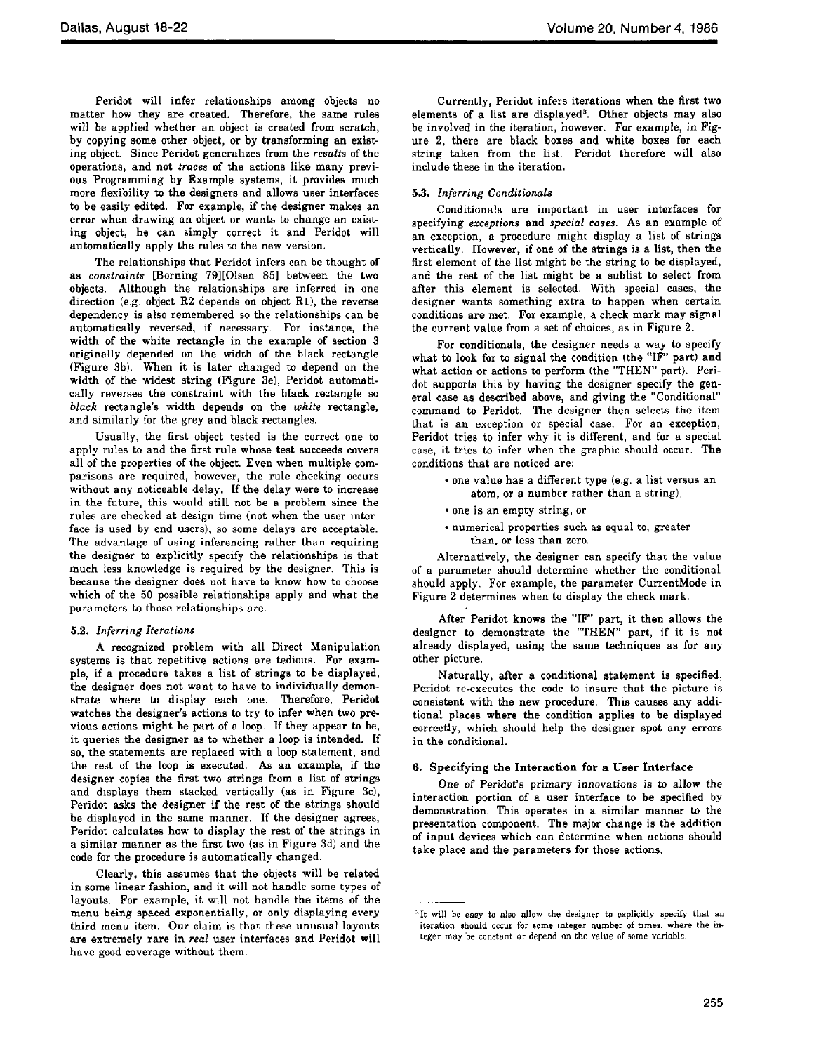Peridot will infer relationships among objects no matter how they are created. Therefore, the same rules will be applied whether an object is created from scratch, by copying some other object, or by transforming an existing object. Since Peridot generalizes from the *results* of the operations, and not *traces* of the actions like many previous Programming by Example systems, it provides much more flexibility to the designers and allows user interfaces to be easily edited. For example, if the designer makes an error when drawing an object or wants to change an existing object, he can simply correct it and Peridot will automatically apply the rules to the new version.

The relationships that Peridot infers can be thought of as *constraints* [Borning 79][Olsen 85] between the two objects. Although the relationships are inferred in one direction (e.g. object R2 depends on object R1), the reverse dependency is also remembered so the relationships can be automatically reversed, if necessary. For instance, the width of the white rectangle in the example of section 3 originally depended on the width of the black rectangle (Figure 3b). When it is later changed to depend on the width of the widest string (Figure 3e), Peridot automatically reverses the constraint with the black rectangle so *black* rectangle's width depends on the *white* rectangle, and similarly for the grey and black rectangles.

Usually, the first object tested is the correct one to apply rules to and the first rule whose test succeeds covers all of the properties of the object. Even when multiple comparisons are required, however, the rule checking occurs without any noticeable delay. If the delay were to increase in the future, this would still not be a problem since the rules are checked at design time (not when the user interface is used by end users), so some delays are acceptable. The advantage of using inferencing rather than requiring the designer to explicitly specify the relationships is that much less knowledge is required by the designer. This is because the designer does not have to know how to choose which of the 50 possible relationships apply and what the parameters to those relationships are.

### 5.2. *Inferring Iterations*

A recognized problem with all Direct Manipulation systems is that repetitive actions are tedious. For example, if a procedure takes a list of strings to be displayed, the designer does not want to have to individually demonstrate where to display each one. Therefore, Peridot watches the designer's actions to try to infer when two previous actions might be part of a loop. If they appear to be, it queries the designer as to whether a loop is intended. If so, the statements are replaced with a loop statement, and the rest of the loop is executed. As an example, if the designer copies the first two strings from a list of strings and displays them stacked vertically (as in Figure 3c), Peridot asks the designer if the rest of the strings should be displayed in the same manner. If the designer agrees, Peridot calculates how to display the rest of the strings in a similar manner as the first two (as in Figure 3d) and the code for the procedure is automatically changed.

Clearly, this assumes that the objects will be related in some linear fashion, and it will not handle some types of layouts. For example, it will not handle the items of the menu being spaced exponentially, or only displaying every third menu item. Our claim is that these unusual layouts are extremely rare in *real* user interfaces and Peridot will have good coverage without them.

Currently, Peridot infers iterations when the first two elements of a list are displayed[3]. Other objects may also be involved in the iteration, however. For example, in Figure 2, there are black boxes and white boxes for each string taken from the list. Peridot therefore will also include these in the iteration.

### 5.3. *Inferring Conditionals*

Conditionals are important in user interfaces for specifying *exceptions* and *special cases*. As an example of an exception, a procedure might display a list of strings vertically. However, if one of the strings is a list, then the first element of the list might be the string to be displayed, and the rest of the list might be a sublist to select from after this element is selected. With special cases, the designer wants something extra to happen when certain conditions are met. For example, a check mark may signal the current value from a set of choices, as in Figure 2.

For conditionals, the designer needs a way to specify what to look for to signal the condition (the "IF" part) and what action or actions to perform (the "THEN" part). Peridot supports this by having the designer specify the general case as described above, and giving the "Conditional" command to Peridot. The designer then selects the item that is an exception or special case. For an exception, Peridot tries to infer why it is different, and for a special case, it tries to infer when the graphic should occur. The conditions that are noticed are:

- one value has a different type (e.g. a list versus an atom, or a number rather than a string),
- one is an empty string, or
- numerical properties such as equal to, greater than, or less than zero.

Alternatively, the designer can specify that the value of a parameter should determine whether the conditional should apply. For example, the parameter CurrentMode in Figure 2 determines when to display the check mark.

After Peridot knows the "IF" part, it then allows the designer to demonstrate the "THEN" part, if it is not already displayed, using the same techniques as for any other picture.

Naturally, after a conditional statement is specified, Peridot re-executes the code to insure that the picture is consistent with the new procedure. This causes any additional places where the condition applies to be displayed correctly, which should help the designer spot any errors in the conditional.

## 6. Specifying the Interaction for a User Interface

One of Peridot's primary innovations is to allow the interaction portion of a user interface to be specified by demonstration. This operates in a similar manner to the presentation component. The major change is the addition of input devices which can determine when actions should take place and the parameters for those actions.

---

[3] It will be easy to also allow the designer to explicitly specify that an iteration should occur for some integer number of times, where the integer may be constant or depend on the value of some variable.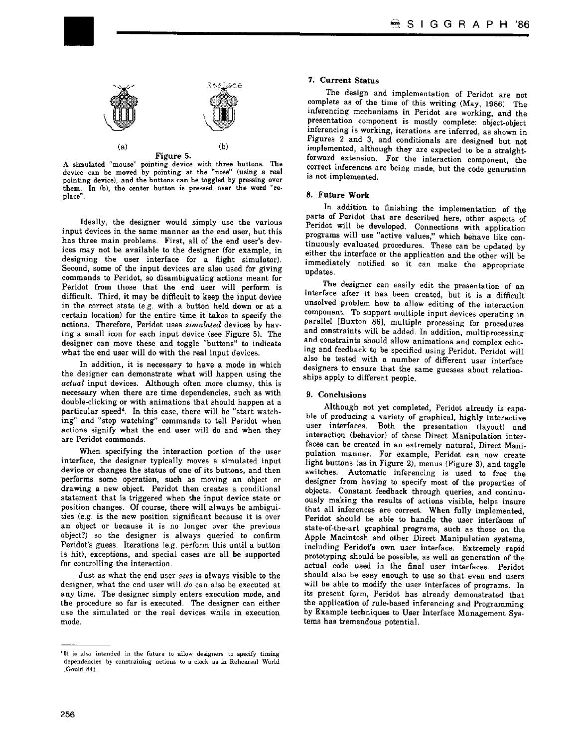(a) (b)

**Figure 5.**
A simulated "mouse" pointing device with three buttons. The device can be moved by pointing at the "nose" (using a real pointing device), and the buttons can be toggled by pressing over them. In (b), the center button is pressed over the word "replace".

Ideally, the designer would simply use the various input devices in the same manner as the end user, but this has three main problems. First, all of the end user's devices may not be available to the designer (for example, in designing the user interface for a flight simulator). Second, some of the input devices are also used for giving commands to Peridot, so disambiguating actions meant for Peridot from those that the end user will perform is difficult. Third, it may be difficult to keep the input device in the correct state (e.g. with a button held down or at a certain location) for the entire time it takes to specify the actions. Therefore, Peridot uses *simulated* devices by having a small icon for each input device (see Figure 5). The designer can move these and toggle "buttons" to indicate what the end user will do with the real input devices.

In addition, it is necessary to have a mode in which the designer can demonstrate what will happen using the *actual* input devices. Although often more clumsy, this is necessary when there are time dependencies, such as with double-clicking or with animations that should happen at a particular speed[4]. In this case, there will be "start watching" and "stop watching" commands to tell Peridot when actions signify what the end user will do and when they are Peridot commands.

When specifying the interaction portion of the user interface, the designer typically moves a simulated input device or changes the status of one of its buttons, and then performs some operation, such as moving an object or drawing a new object. Peridot then creates a conditional statement that is triggered when the input device state or position changes. Of course, there will always be ambiguities (e.g. is the new position significant because it is over an object or because it is no longer over the previous object?) so the designer is always queried to confirm Peridot's guess. Iterations (e.g. perform this until a button is hit), exceptions, and special cases are all be supported for controlling the interaction.

Just as what the end user *sees* is always visible to the designer, what the end user will *do* can also be executed at any time. The designer simply enters execution mode, and the procedure so far is executed. The designer can either use the simulated or the real devices while in execution mode.

[4] It is also intended in the future to allow designers to specify timing dependencies by constraining actions to a clock as in Rehearsal World [Gould 84].

## 7. Current Status

The design and implementation of Peridot are not complete as of the time of this writing (May, 1986). The inferencing mechanisms in Peridot are working, and the presentation component is mostly complete: object-object inferencing is working, iterations are inferred, as shown in Figures 2 and 3, and conditionals are designed but not implemented, although they are expected to be a straightforward extension. For the interaction component, the correct inferences are being made, but the code generation is not implemented.

## 8. Future Work

In addition to finishing the implementation of the parts of Peridot that are described here, other aspects of Peridot will be developed. Connections with application programs will use "active values," which behave like continuously evaluated procedures. These can be updated by either the interface or the application and the other will be immediately notified so it can make the appropriate updates.

The designer can easily edit the presentation of an interface after it has been created, but it is a difficult unsolved problem how to allow editing of the interaction component. To support multiple input devices operating in parallel [Buxton 86], multiple processing for procedures and constraints will be added. In addition, multiprocessing and constraints should allow animations and complex echoing and feedback to be specified using Peridot. Peridot will also be tested with a number of different user interface designers to ensure that the same guesses about relationships apply to different people.

## 9. Conclusions

Although not yet completed, Peridot already is capable of producing a variety of graphical, highly interactive user interfaces. Both the presentation (layout) and interaction (behavior) of these Direct Manipulation interfaces can be created in an extremely natural, Direct Manipulation manner. For example, Peridot can now create light buttons (as in Figure 2), menus (Figure 3), and toggle switches. Automatic inferencing is used to free the designer from having to specify most of the properties of objects. Constant feedback through queries, and continuously making the results of actions visible, helps insure that all inferences are correct. When fully implemented, Peridot should be able to handle the user interfaces of state-of-the-art graphical programs, such as those on the Apple Macintosh and other Direct Manipulation systems, including Peridot's own user interface. Extremely rapid prototyping should be possible, as well as generation of the actual code used in the final user interfaces. Peridot should also be easy enough to use so that even end users will be able to modify the user interfaces of programs. In its present form, Peridot has already demonstrated that the application of rule-based inferencing and Programming by Example techniques to User Interface Management Systems has tremendous potential.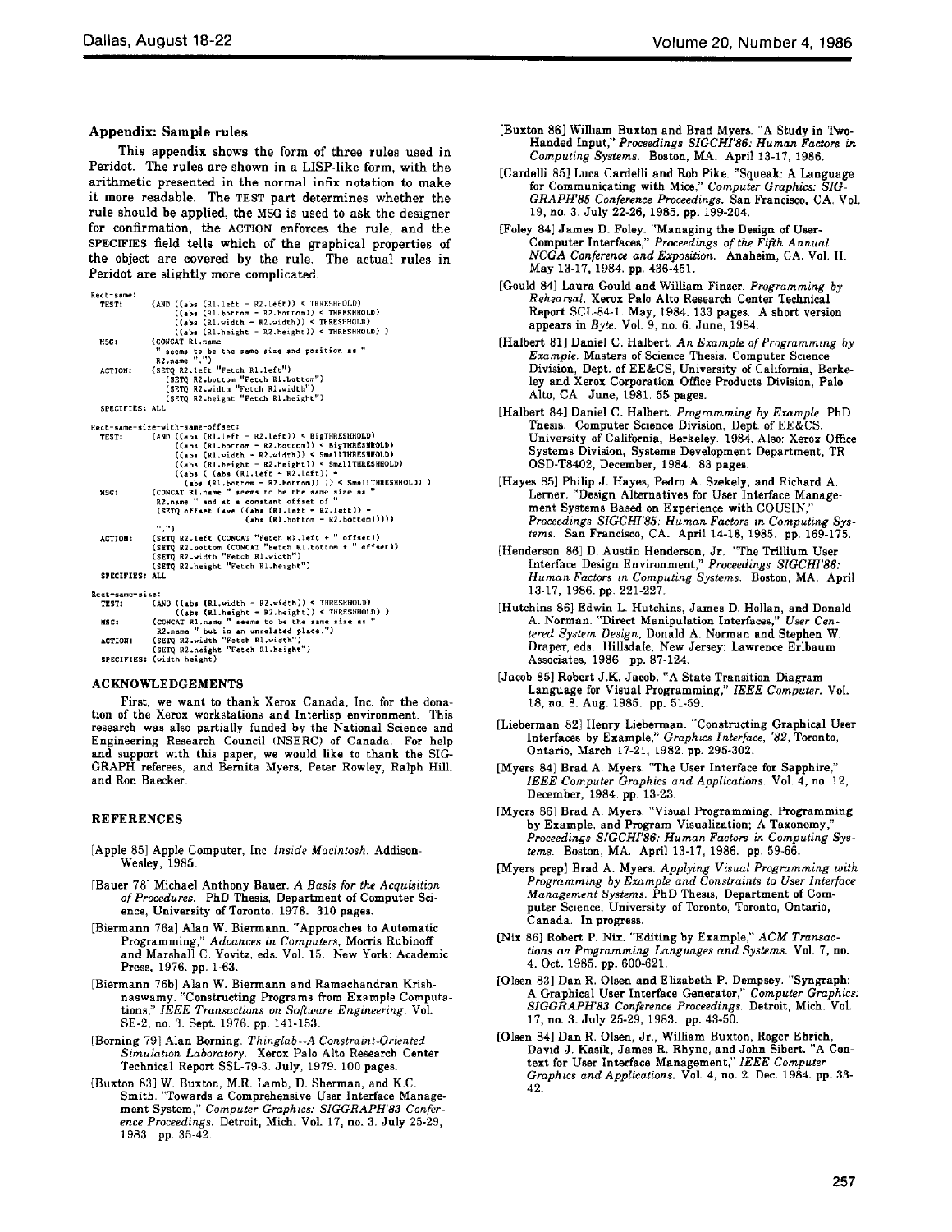## Appendix: Sample rules

This appendix shows the form of three rules used in Peridot. The rules are shown in a LISP-like form, with the arithmetic presented in the normal infix notation to make it more readable. The TEST part determines whether the rule should be applied, the MSG is used to ask the designer for confirmation, the ACTION enforces the rule, and the SPECIFIES field tells which of the graphical properties of the object are covered by the rule. The actual rules in Peridot are slightly more complicated.

```
Rect-same:
  TEST:      (AND ((abs (R1.left - R2.left)) < THRESHHOLD)
                  ((abs (R1.bottom - R2.bottom)) < THRESHHOLD)
                  ((abs (R1.width - R2.width)) < THRESHHOLD)
                  ((abs (R1.height - R2.height)) < THRESHHOLD) )
  MSG:       (CONCAT R1.name
              " seems to be the same size and position as "
              R2.name ".")
  ACTION:    (SETQ R2.left "Fetch R1.left")
              (SETQ R2.bottom "Fetch R1.bottom")
              (SETQ R2.width "Fetch R1.width")
              (SETQ R2.height "Fetch R1.height")
  SPECIFIES: ALL

Rect-same-size-with-same-offset:
  TEST:      (AND ((abs (R1.left - R2.left)) < BigTHRESHHOLD)
                  ((abs (R1.bottom - R2.bottom)) < BigTHRESHHOLD)
                  ((abs (R1.width - R2.width)) < SmallTHRESHHOLD)
                  ((abs (R1.height - R2.height)) < SmallTHRESHHOLD)
                  ((abs ( (abs (R1.left - R2.left)) -
                    (abs (R1.bottom - R2.bottom)) )) < SmallTHRESHHOLD) )
  MSG:       (CONCAT R1.name " seems to be the same size as "
              R2.name " and at a constant offset of "
              (SETQ offset (ave ((abs (R1.left - R2.left)) -
                                 (abs (R1.bottom - R2.bottom)))))
              ".")
  ACTION:    (SETQ R2.left (CONCAT "Fetch R1.left + " offset))
              (SETQ R2.bottom (CONCAT "Fetch R1.bottom + " offset))
              (SETQ R2.width "Fetch R1.width")
              (SETQ R2.height "Fetch R1.height")
  SPECIFIES: ALL

Rect-same-size:
  TEST:      (AND ((abs (R1.width - R2.width)) < THRESHHOLD)
                  ((abs (R1.height - R2.height)) < THRESHHOLD) )
  MSG:       (CONCAT R1.name " seems to be the same size as "
              R2.name " but in an unrelated place.")
  ACTION:    (SETQ R2.width "Fetch R1.width")
              (SETQ R2.height "Fetch R1.height")
  SPECIFIES: (width height)
```

## ACKNOWLEDGEMENTS

First, we want to thank Xerox Canada, Inc. for the donation of the Xerox workstations and Interlisp environment. This research was also partially funded by the National Science and Engineering Research Council (NSERC) of Canada. For help and support with this paper, we would like to thank the SIGGRAPH referees, and Bernita Myers, Peter Rowley, Ralph Hill, and Ron Baecker.

## REFERENCES

[Apple 85] Apple Computer, Inc. *Inside Macintosh*. Addison-Wesley, 1985.

[Bauer 78] Michael Anthony Bauer. *A Basis for the Acquisition of Procedures*. PhD Thesis, Department of Computer Science, University of Toronto. 1978. 310 pages.

[Biermann 76a] Alan W. Biermann. "Approaches to Automatic Programming," *Advances in Computers*, Morris Rubinoff and Marshall C. Yovitz, eds. Vol. 15. New York: Academic Press, 1976. pp. 1-63.

[Biermann 76b] Alan W. Biermann and Ramachandran Krishnaswamy. "Constructing Programs from Example Computations," *IEEE Transactions on Software Engineering*. Vol. SE-2, no. 3. Sept. 1976. pp. 141-153.

[Borning 79] Alan Borning. *Thinglab--A Constraint-Oriented Simulation Laboratory*. Xerox Palo Alto Research Center Technical Report SSL-79-3. July, 1979. 100 pages.

[Buxton 83] W. Buxton, M.R. Lamb, D. Sherman, and K.C. Smith. "Towards a Comprehensive User Interface Management System," *Computer Graphics: SIGGRAPH'83 Conference Proceedings*. Detroit, Mich. Vol. 17, no. 3. July 25-29, 1983. pp. 35-42.

[Buxton 86] William Buxton and Brad Myers. "A Study in Two-Handed Input," *Proceedings SIGCHI'86: Human Factors in Computing Systems*. Boston, MA. April 13-17, 1986.

[Cardelli 85] Luca Cardelli and Rob Pike. "Squeak: A Language for Communicating with Mice," *Computer Graphics: SIGGRAPH'85 Conference Proceedings*. San Francisco, CA. Vol. 19, no. 3. July 22-26, 1985. pp. 199-204.

[Foley 84] James D. Foley. "Managing the Design of User-Computer Interfaces," *Proceedings of the Fifth Annual NCGA Conference and Exposition*. Anaheim, CA. Vol. II. May 13-17, 1984. pp. 436-451.

[Gould 84] Laura Gould and William Finzer. *Programming by Rehearsal*. Xerox Palo Alto Research Center Technical Report SCL-84-1. May, 1984. 133 pages. A short version appears in *Byte*. Vol. 9, no. 6. June, 1984.

[Halbert 81] Daniel C. Halbert. *An Example of Programming by Example*. Masters of Science Thesis. Computer Science Division, Dept. of EE&CS, University of California, Berkeley and Xerox Corporation Office Products Division, Palo Alto, CA. June, 1981. 55 pages.

[Halbert 84] Daniel C. Halbert. *Programming by Example*. PhD Thesis. Computer Science Division, Dept. of EE&CS, University of California, Berkeley. 1984. Also: Xerox Office Systems Division, Systems Development Department, TR OSD-T8402, December, 1984. 83 pages.

[Hayes 85] Philip J. Hayes, Pedro A. Szekely, and Richard A. Lerner. "Design Alternatives for User Interface Management Systems Based on Experience with COUSIN," *Proceedings SIGCHI'85: Human Factors in Computing Systems*. San Francisco, CA. April 14-18, 1985. pp. 169-175.

[Henderson 86] D. Austin Henderson, Jr. "The Trillium User Interface Design Environment," *Proceedings SIGCHI'86: Human Factors in Computing Systems*. Boston, MA. April 13-17, 1986. pp. 221-227.

[Hutchins 86] Edwin L. Hutchins, James D. Hollan, and Donald A. Norman. "Direct Manipulation Interfaces," *User Centered System Design*, Donald A. Norman and Stephen W. Draper, eds. Hillsdale, New Jersey: Lawrence Erlbaum Associates, 1986. pp. 87-124.

[Jacob 85] Robert J.K. Jacob. "A State Transition Diagram Language for Visual Programming," *IEEE Computer*. Vol. 18, no. 8. Aug. 1985. pp. 51-59.

[Lieberman 82] Henry Lieberman. "Constructing Graphical User Interfaces by Example," *Graphics Interface, '82*, Toronto, Ontario, March 17-21, 1982. pp. 295-302.

[Myers 84] Brad A. Myers. "The User Interface for Sapphire," *IEEE Computer Graphics and Applications*. Vol. 4, no. 12, December, 1984. pp. 13-23.

[Myers 86] Brad A. Myers. "Visual Programming, Programming by Example, and Program Visualization; A Taxonomy," *Proceedings SIGCHI'86: Human Factors in Computing Systems*. Boston, MA. April 13-17, 1986. pp. 59-66.

[Myers prep] Brad A. Myers. *Applying Visual Programming with Programming by Example and Constraints to User Interface Management Systems*. PhD Thesis, Department of Computer Science, University of Toronto, Toronto, Ontario, Canada. In progress.

[Nix 86] Robert P. Nix. "Editing by Example," *ACM Transactions on Programming Languages and Systems*. Vol. 7, no. 4. Oct. 1985. pp. 600-621.

[Olsen 83] Dan R. Olsen and Elizabeth P. Dempsey. "Syngraph: A Graphical User Interface Generator," *Computer Graphics: SIGGRAPH'83 Conference Proceedings*. Detroit, Mich. Vol. 17, no. 3. July 25-29, 1983. pp. 43-50.

[Olsen 84] Dan R. Olsen, Jr., William Buxton, Roger Ehrich, David J. Kasik, James R. Rhyne, and John Sibert. "A Context for User Interface Management," *IEEE Computer Graphics and Applications*. Vol. 4, no. 2. Dec. 1984. pp. 33-42.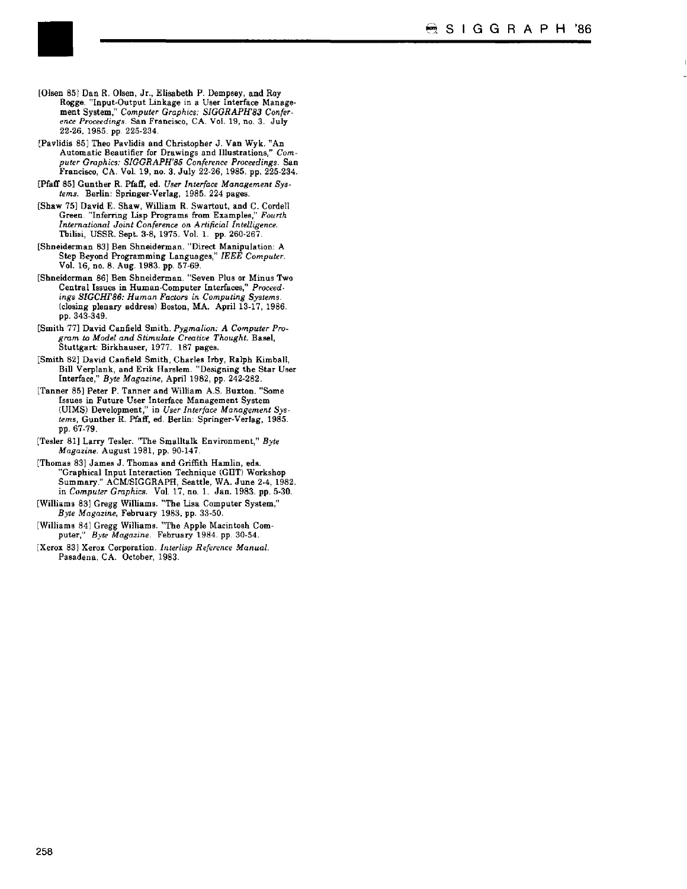[Olsen 85] Dan R. Olsen, Jr., Elisabeth P. Dempsey, and Roy Rogge. "Input-Output Linkage in a User Interface Management System," *Computer Graphics: SIGGRAPH'83 Conference Proceedings*. San Francisco, CA. Vol. 19, no. 3. July 22-26, 1985. pp. 225-234.

[Pavlidis 85] Theo Pavlidis and Christopher J. Van Wyk. "An Automatic Beautifier for Drawings and Illustrations," *Computer Graphics: SIGGRAPH'85 Conference Proceedings*. San Francisco, CA. Vol. 19, no. 3. July 22-26, 1985. pp. 225-234.

[Pfaff 85] Gunther R. Pfaff, ed. *User Interface Management Systems*. Berlin: Springer-Verlag, 1985. 224 pages.

[Shaw 75] David E. Shaw, William R. Swartout, and C. Cordell Green. "Inferring Lisp Programs from Examples," *Fourth International Joint Conference on Artificial Intelligence*. Tbilisi, USSR. Sept. 3-8, 1975. Vol. 1. pp. 260-267.

[Shneiderman 83] Ben Shneiderman. "Direct Manipulation: A Step Beyond Programming Languages," *IEEE Computer*. Vol. 16, no. 8. Aug. 1983. pp. 57-69.

[Shneiderman 86] Ben Shneiderman. "Seven Plus or Minus Two Central Issues in Human-Computer Interfaces," *Proceedings SIGCHI'86: Human Factors in Computing Systems*. (closing plenary address) Boston, MA. April 13-17, 1986. pp. 343-349.

[Smith 77] David Canfield Smith. *Pygmalion: A Computer Program to Model and Stimulate Creative Thought*. Basel, Stuttgart: Birkhauser, 1977. 187 pages.

[Smith 82] David Canfield Smith, Charles Irby, Ralph Kimball, Bill Verplank, and Erik Harslem. "Designing the Star User Interface," *Byte Magazine*, April 1982, pp. 242-282.

[Tanner 85] Peter P. Tanner and William A.S. Buxton. "Some Issues in Future User Interface Management System (UIMS) Development," in *User Interface Management Systems*, Gunther R. Pfaff, ed. Berlin: Springer-Verlag, 1985. pp. 67-79.

[Tesler 81] Larry Tesler. "The Smalltalk Environment," *Byte Magazine*. August 1981, pp. 90-147.

[Thomas 83] James J. Thomas and Griffith Hamlin, eds. "Graphical Input Interaction Technique (GIIT) Workshop Summary." ACM/SIGGRAPH, Seattle, WA. June 2-4, 1982. in *Computer Graphics*. Vol. 17, no. 1. Jan. 1983. pp. 5-30.

[Williams 83] Gregg Williams. "The Lisa Computer System," *Byte Magazine*, February 1983, pp. 33-50.

[Williams 84] Gregg Williams. "The Apple Macintosh Computer," *Byte Magazine*. February 1984. pp. 30-54.

[Xerox 83] Xerox Corporation. *Interlisp Reference Manual*. Pasadena, CA. October, 1983.